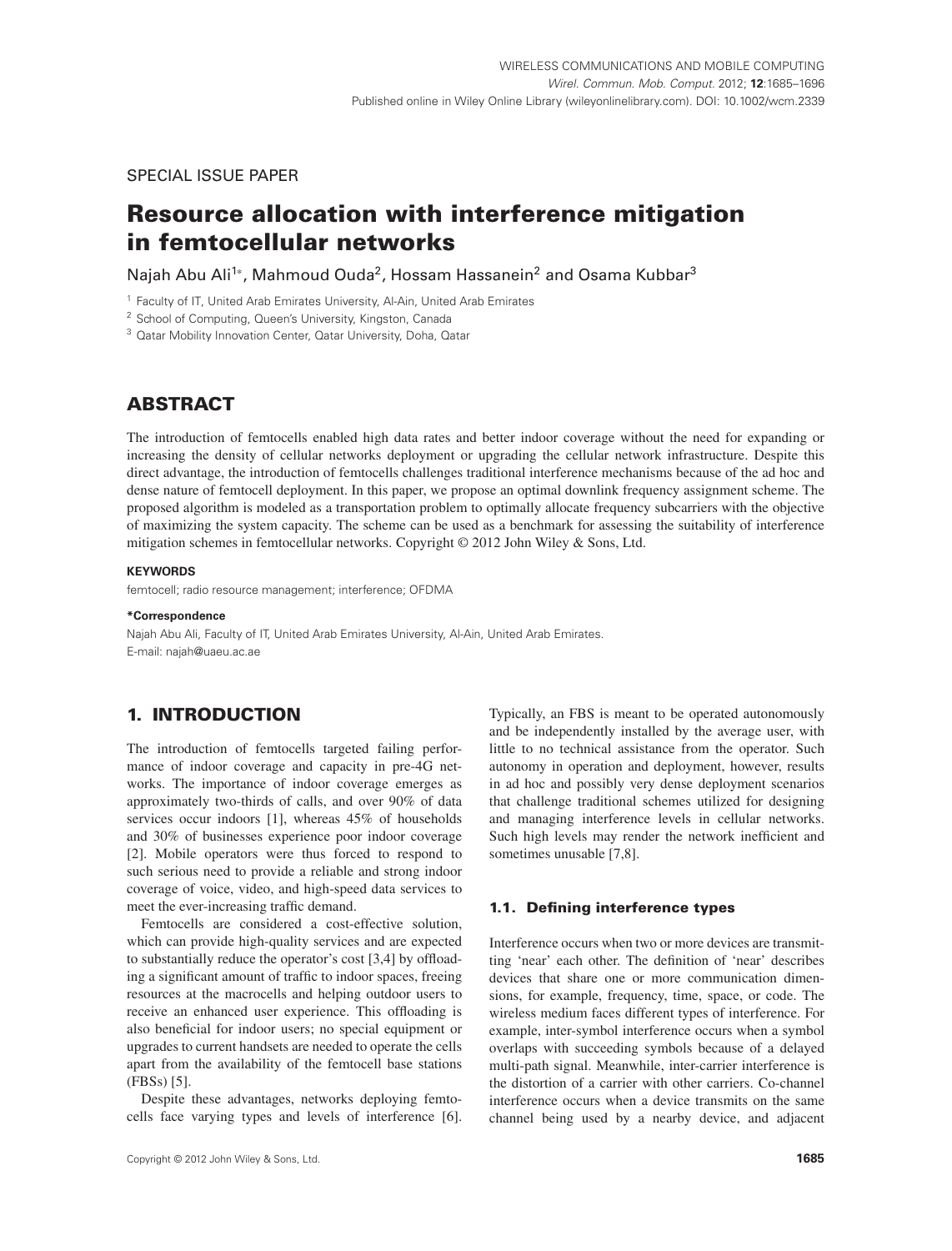SPECIAL ISSUE PAPER

# Resource allocation with interference mitigation in femtocellular networks

Najah Abu Ali[1*], Mahmoud Ouda[2], Hossam Hassanein[2] and Osama Kubbar[3]

[1] Faculty of IT, United Arab Emirates University, Al-Ain, United Arab Emirates
[2] School of Computing, Queen's University, Kingston, Canada
[3] Qatar Mobility Innovation Center, Qatar University, Doha, Qatar

## ABSTRACT

The introduction of femtocells enabled high data rates and better indoor coverage without the need for expanding or increasing the density of cellular networks deployment or upgrading the cellular network infrastructure. Despite this direct advantage, the introduction of femtocells challenges traditional interference mechanisms because of the ad hoc and dense nature of femtocell deployment. In this paper, we propose an optimal downlink frequency assignment scheme. The proposed algorithm is modeled as a transportation problem to optimally allocate frequency subcarriers with the objective of maximizing the system capacity. The scheme can be used as a benchmark for assessing the suitability of interference mitigation schemes in femtocellular networks. Copyright © 2012 John Wiley & Sons, Ltd.

**KEYWORDS**

femtocell; radio resource management; interference; OFDMA

**\*Correspondence**

Najah Abu Ali, Faculty of IT, United Arab Emirates University, Al-Ain, United Arab Emirates.
E-mail: najah@uaeu.ac.ae

## 1. INTRODUCTION

The introduction of femtocells targeted failing performance of indoor coverage and capacity in pre-4G networks. The importance of indoor coverage emerges as approximately two-thirds of calls, and over 90% of data services occur indoors [1], whereas 45% of households and 30% of businesses experience poor indoor coverage [2]. Mobile operators were thus forced to respond to such serious need to provide a reliable and strong indoor coverage of voice, video, and high-speed data services to meet the ever-increasing traffic demand.

Femtocells are considered a cost-effective solution, which can provide high-quality services and are expected to substantially reduce the operator's cost [3,4] by offloading a significant amount of traffic to indoor spaces, freeing resources at the macrocells and helping outdoor users to receive an enhanced user experience. This offloading is also beneficial for indoor users; no special equipment or upgrades to current handsets are needed to operate the cells apart from the availability of the femtocell base stations (FBSs) [5].

Despite these advantages, networks deploying femtocells face varying types and levels of interference [6]. Typically, an FBS is meant to be operated autonomously and be independently installed by the average user, with little to no technical assistance from the operator. Such autonomy in operation and deployment, however, results in ad hoc and possibly very dense deployment scenarios that challenge traditional schemes utilized for designing and managing interference levels in cellular networks. Such high levels may render the network inefficient and sometimes unusable [7,8].

### 1.1. Defining interference types

Interference occurs when two or more devices are transmitting 'near' each other. The definition of 'near' describes devices that share one or more communication dimensions, for example, frequency, time, space, or code. The wireless medium faces different types of interference. For example, inter-symbol interference occurs when a symbol overlaps with succeeding symbols because of a delayed multi-path signal. Meanwhile, inter-carrier interference is the distortion of a carrier with other carriers. Co-channel interference occurs when a device transmits on the same channel being used by a nearby device, and adjacent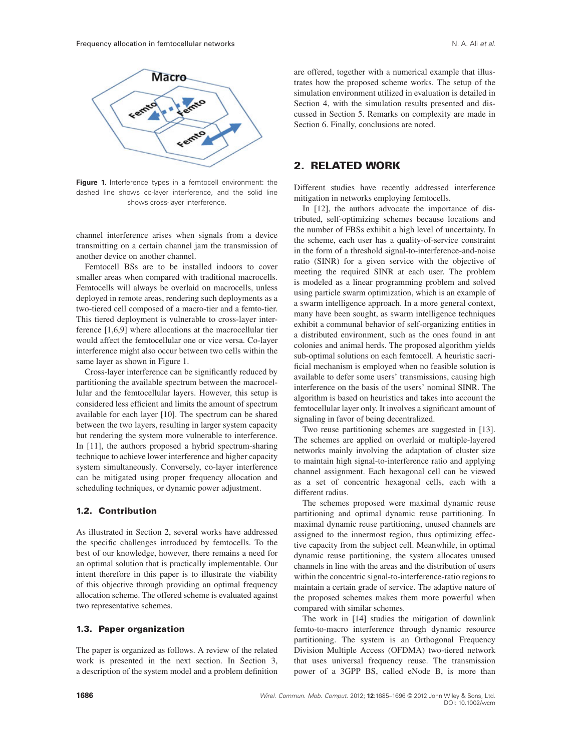**Figure 1.** Interference types in a femtocell environment: the dashed line shows co-layer interference, and the solid line shows cross-layer interference.

channel interference arises when signals from a device transmitting on a certain channel jam the transmission of another device on another channel.

Femtocell BSs are to be installed indoors to cover smaller areas when compared with traditional macrocells. Femtocells will always be overlaid on macrocells, unless deployed in remote areas, rendering such deployments as a two-tiered cell composed of a macro-tier and a femto-tier. This tiered deployment is vulnerable to cross-layer interference [1,6,9] where allocations at the macrocellular tier would affect the femtocellular one or vice versa. Co-layer interference might also occur between two cells within the same layer as shown in Figure 1.

Cross-layer interference can be significantly reduced by partitioning the available spectrum between the macrocellular and the femtocellular layers. However, this setup is considered less efficient and limits the amount of spectrum available for each layer [10]. The spectrum can be shared between the two layers, resulting in larger system capacity but rendering the system more vulnerable to interference. In [11], the authors proposed a hybrid spectrum-sharing technique to achieve lower interference and higher capacity system simultaneously. Conversely, co-layer interference can be mitigated using proper frequency allocation and scheduling techniques, or dynamic power adjustment.

### 1.2. Contribution

As illustrated in Section 2, several works have addressed the specific challenges introduced by femtocells. To the best of our knowledge, however, there remains a need for an optimal solution that is practically implementable. Our intent therefore in this paper is to illustrate the viability of this objective through providing an optimal frequency allocation scheme. The offered scheme is evaluated against two representative schemes.

### 1.3. Paper organization

The paper is organized as follows. A review of the related work is presented in the next section. In Section 3, a description of the system model and a problem definition are offered, together with a numerical example that illustrates how the proposed scheme works. The setup of the simulation environment utilized in evaluation is detailed in Section 4, with the simulation results presented and discussed in Section 5. Remarks on complexity are made in Section 6. Finally, conclusions are noted.

## 2. RELATED WORK

Different studies have recently addressed interference mitigation in networks employing femtocells.

In [12], the authors advocate the importance of distributed, self-optimizing schemes because locations and the number of FBSs exhibit a high level of uncertainty. In the scheme, each user has a quality-of-service constraint in the form of a threshold signal-to-interference-and-noise ratio (SINR) for a given service with the objective of meeting the required SINR at each user. The problem is modeled as a linear programming problem and solved using particle swarm optimization, which is an example of a swarm intelligence approach. In a more general context, many have been sought, as swarm intelligence techniques exhibit a communal behavior of self-organizing entities in a distributed environment, such as the ones found in ant colonies and animal herds. The proposed algorithm yields sub-optimal solutions on each femtocell. A heuristic sacrificial mechanism is employed when no feasible solution is available to defer some users' transmissions, causing high interference on the basis of the users' nominal SINR. The algorithm is based on heuristics and takes into account the femtocellular layer only. It involves a significant amount of signaling in favor of being decentralized.

Two reuse partitioning schemes are suggested in [13]. The schemes are applied on overlaid or multiple-layered networks mainly involving the adaptation of cluster size to maintain high signal-to-interference ratio and applying channel assignment. Each hexagonal cell can be viewed as a set of concentric hexagonal cells, each with a different radius.

The schemes proposed were maximal dynamic reuse partitioning and optimal dynamic reuse partitioning. In maximal dynamic reuse partitioning, unused channels are assigned to the innermost region, thus optimizing effective capacity from the subject cell. Meanwhile, in optimal dynamic reuse partitioning, the system allocates unused channels in line with the areas and the distribution of users within the concentric signal-to-interference-ratio regions to maintain a certain grade of service. The adaptive nature of the proposed schemes makes them more powerful when compared with similar schemes.

The work in [14] studies the mitigation of downlink femto-to-macro interference through dynamic resource partitioning. The system is an Orthogonal Frequency Division Multiple Access (OFDMA) two-tiered network that uses universal frequency reuse. The transmission power of a 3GPP BS, called eNode B, is more than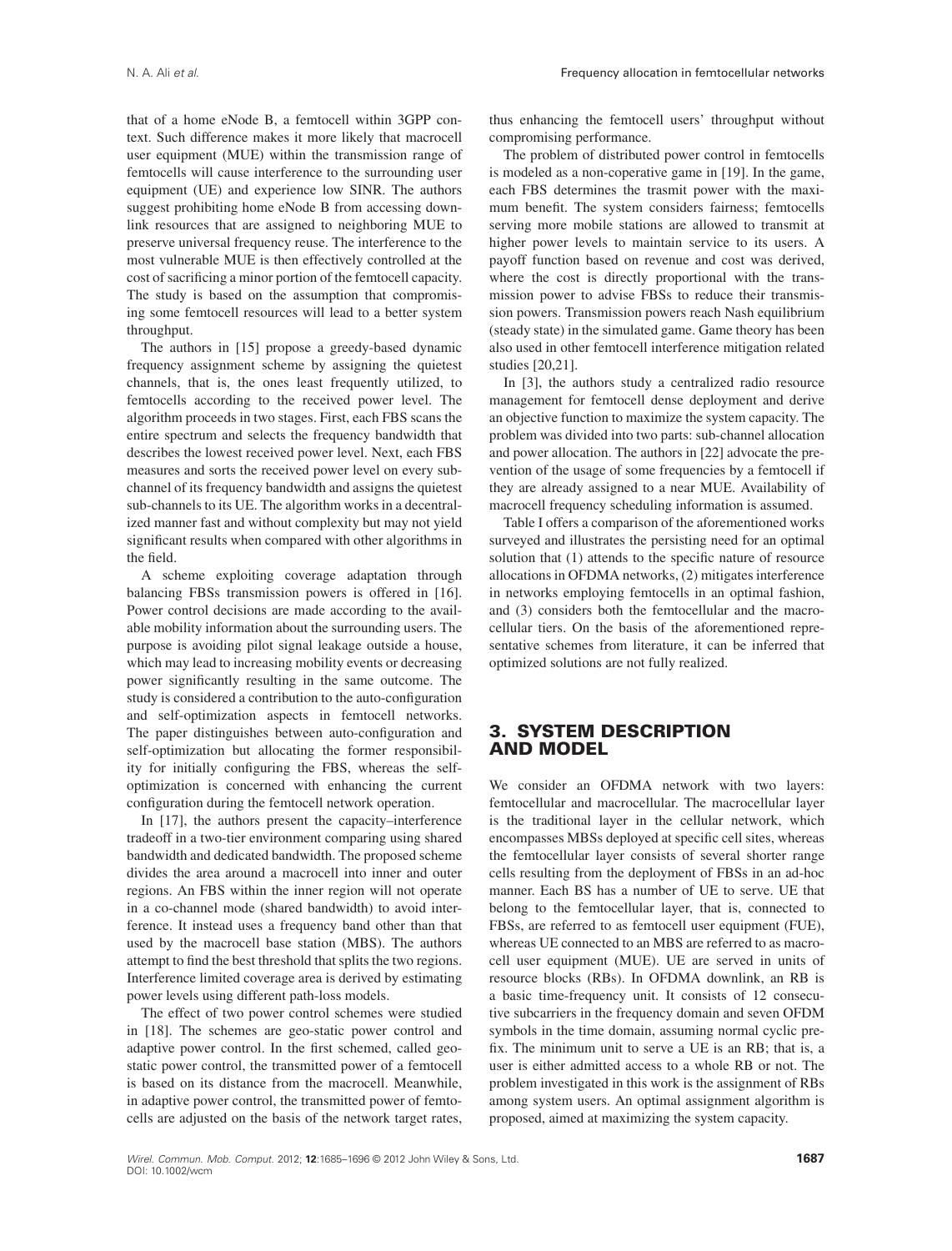that of a home eNode B, a femtocell within 3GPP context. Such difference makes it more likely that macrocell user equipment (MUE) within the transmission range of femtocells will cause interference to the surrounding user equipment (UE) and experience low SINR. The authors suggest prohibiting home eNode B from accessing downlink resources that are assigned to neighboring MUE to preserve universal frequency reuse. The interference to the most vulnerable MUE is then effectively controlled at the cost of sacrificing a minor portion of the femtocell capacity. The study is based on the assumption that compromising some femtocell resources will lead to a better system throughput.

The authors in [15] propose a greedy-based dynamic frequency assignment scheme by assigning the quietest channels, that is, the ones least frequently utilized, to femtocells according to the received power level. The algorithm proceeds in two stages. First, each FBS scans the entire spectrum and selects the frequency bandwidth that describes the lowest received power level. Next, each FBS measures and sorts the received power level on every sub-channel of its frequency bandwidth and assigns the quietest sub-channels to its UE. The algorithm works in a decentralized manner fast and without complexity but may not yield significant results when compared with other algorithms in the field.

A scheme exploiting coverage adaptation through balancing FBSs transmission powers is offered in [16]. Power control decisions are made according to the available mobility information about the surrounding users. The purpose is avoiding pilot signal leakage outside a house, which may lead to increasing mobility events or decreasing power significantly resulting in the same outcome. The study is considered a contribution to the auto-configuration and self-optimization aspects in femtocell networks. The paper distinguishes between auto-configuration and self-optimization but allocating the former responsibility for initially configuring the FBS, whereas the self-optimization is concerned with enhancing the current configuration during the femtocell network operation.

In [17], the authors present the capacity–interference tradeoff in a two-tier environment comparing using shared bandwidth and dedicated bandwidth. The proposed scheme divides the area around a macrocell into inner and outer regions. An FBS within the inner region will not operate in a co-channel mode (shared bandwidth) to avoid interference. It instead uses a frequency band other than that used by the macrocell base station (MBS). The authors attempt to find the best threshold that splits the two regions. Interference limited coverage area is derived by estimating power levels using different path-loss models.

The effect of two power control schemes were studied in [18]. The schemes are geo-static power control and adaptive power control. In the first schemed, called geo-static power control, the transmitted power of a femtocell is based on its distance from the macrocell. Meanwhile, in adaptive power control, the transmitted power of femtocells are adjusted on the basis of the network target rates, thus enhancing the femtocell users' throughput without compromising performance.

The problem of distributed power control in femtocells is modeled as a non-coperative game in [19]. In the game, each FBS determines the trasmit power with the maximum benefit. The system considers fairness; femtocells serving more mobile stations are allowed to transmit at higher power levels to maintain service to its users. A payoff function based on revenue and cost was derived, where the cost is directly proportional with the transmission power to advise FBSs to reduce their transmission powers. Transmission powers reach Nash equilibrium (steady state) in the simulated game. Game theory has been also used in other femtocell interference mitigation related studies [20,21].

In [3], the authors study a centralized radio resource management for femtocell dense deployment and derive an objective function to maximize the system capacity. The problem was divided into two parts: sub-channel allocation and power allocation. The authors in [22] advocate the prevention of the usage of some frequencies by a femtocell if they are already assigned to a near MUE. Availability of macrocell frequency scheduling information is assumed.

Table I offers a comparison of the aforementioned works surveyed and illustrates the persisting need for an optimal solution that (1) attends to the specific nature of resource allocations in OFDMA networks, (2) mitigates interference in networks employing femtocells in an optimal fashion, and (3) considers both the femtocellular and the macrocellular tiers. On the basis of the aforementioned representative schemes from literature, it can be inferred that optimized solutions are not fully realized.

## 3. SYSTEM DESCRIPTION AND MODEL

We consider an OFDMA network with two layers: femtocellular and macrocellular. The macrocellular layer is the traditional layer in the cellular network, which encompasses MBSs deployed at specific cell sites, whereas the femtocellular layer consists of several shorter range cells resulting from the deployment of FBSs in an ad-hoc manner. Each BS has a number of UE to serve. UE that belong to the femtocellular layer, that is, connected to FBSs, are referred to as femtocell user equipment (FUE), whereas UE connected to an MBS are referred to as macrocell user equipment (MUE). UE are served in units of resource blocks (RBs). In OFDMA downlink, an RB is a basic time-frequency unit. It consists of 12 consecutive subcarriers in the frequency domain and seven OFDM symbols in the time domain, assuming normal cyclic prefix. The minimum unit to serve a UE is an RB; that is, a user is either admitted access to a whole RB or not. The problem investigated in this work is the assignment of RBs among system users. An optimal assignment algorithm is proposed, aimed at maximizing the system capacity.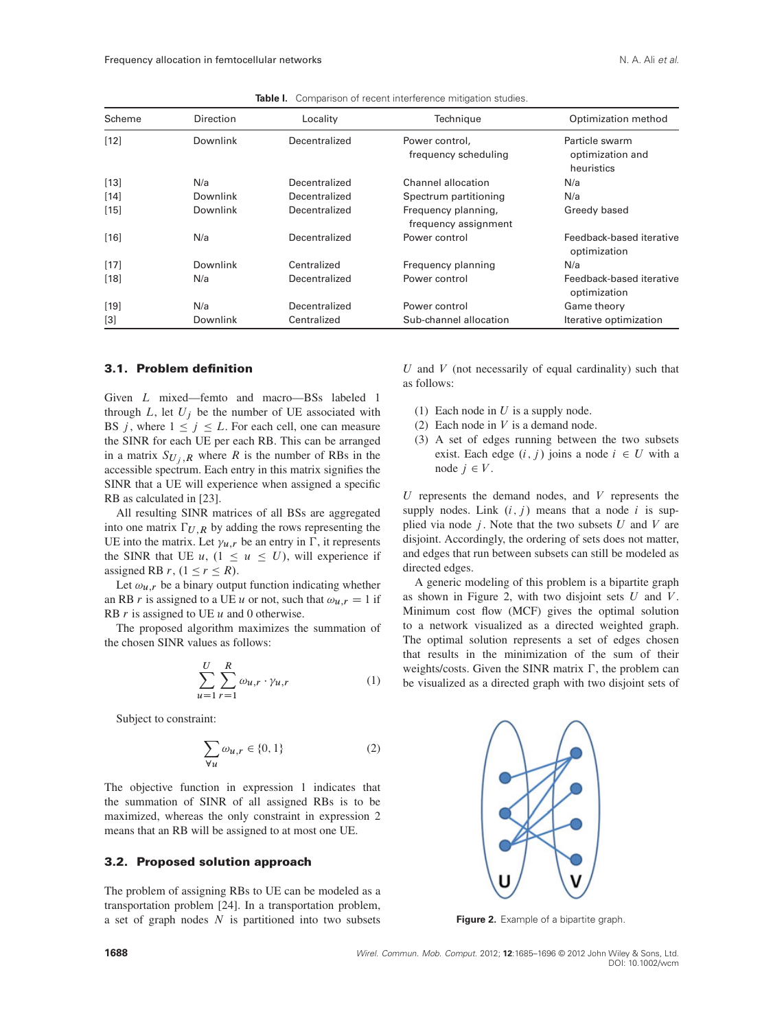**Table I.** Comparison of recent interference mitigation studies.

| Scheme | Direction | Locality | Technique | Optimization method |
|---|---|---|---|---|
| [12] | Downlink | Decentralized | Power control, frequency scheduling | Particle swarm optimization and heuristics |
| [13] | N/a | Decentralized | Channel allocation | N/a |
| [14] | Downlink | Decentralized | Spectrum partitioning | N/a |
| [15] | Downlink | Decentralized | Frequency planning, frequency assignment | Greedy based |
| [16] | N/a | Decentralized | Power control | Feedback-based iterative optimization |
| [17] | Downlink | Centralized | Frequency planning | N/a |
| [18] | N/a | Decentralized | Power control | Feedback-based iterative optimization |
| [19] | N/a | Decentralized | Power control | Game theory |
| [3] | Downlink | Centralized | Sub-channel allocation | Iterative optimization |

### 3.1. Problem definition

Given $L$ mixed—femto and macro—BSs labeled 1 through $L$, let $U_j$ be the number of UE associated with BS $j$, where $1 \leq j \leq L$. For each cell, one can measure the SINR for each UE per each RB. This can be arranged in a matrix $S_{U_j,R}$ where $R$ is the number of RBs in the accessible spectrum. Each entry in this matrix signifies the SINR that a UE will experience when assigned a specific RB as calculated in [23].

All resulting SINR matrices of all BSs are aggregated into one matrix $\Gamma_{U,R}$ by adding the rows representing the UE into the matrix. Let $\gamma_{u,r}$ be an entry in $\Gamma$, it represents the SINR that UE $u$, $(1 \leq u \leq U)$, will experience if assigned RB $r$, $(1 \leq r \leq R)$.

Let $\omega_{u,r}$ be a binary output function indicating whether an RB $r$ is assigned to a UE $u$ or not, such that $\omega_{u,r} = 1$ if RB $r$ is assigned to UE $u$ and 0 otherwise.

The proposed algorithm maximizes the summation of the chosen SINR values as follows:

$$\sum_{u=1}^{U} \sum_{r=1}^{R} \omega_{u,r} \cdot \gamma_{u,r} \tag{1}$$

Subject to constraint:

$$\sum_{\forall u} \omega_{u,r} \in \{0, 1\} \tag{2}$$

The objective function in expression 1 indicates that the summation of SINR of all assigned RBs is to be maximized, whereas the only constraint in expression 2 means that an RB will be assigned to at most one UE.

### 3.2. Proposed solution approach

The problem of assigning RBs to UE can be modeled as a transportation problem [24]. In a transportation problem, a set of graph nodes $N$ is partitioned into two subsets $U$ and $V$ (not necessarily of equal cardinality) such that as follows:

1. Each node in $U$ is a supply node.
2. Each node in $V$ is a demand node.
3. A set of edges running between the two subsets exist. Each edge $(i, j)$ joins a node $i \in U$ with a node $j \in V$.

$U$ represents the demand nodes, and $V$ represents the supply nodes. Link $(i, j)$ means that a node $i$ is supplied via node $j$. Note that the two subsets $U$ and $V$ are disjoint. Accordingly, the ordering of sets does not matter, and edges that run between subsets can still be modeled as directed edges.

A generic modeling of this problem is a bipartite graph as shown in Figure 2, with two disjoint sets $U$ and $V$. Minimum cost flow (MCF) gives the optimal solution to a network visualized as a directed weighted graph. The optimal solution represents a set of edges chosen that results in the minimization of the sum of their weights/costs. Given the SINR matrix $\Gamma$, the problem can be visualized as a directed graph with two disjoint sets of

**Figure 2.** Example of a bipartite graph.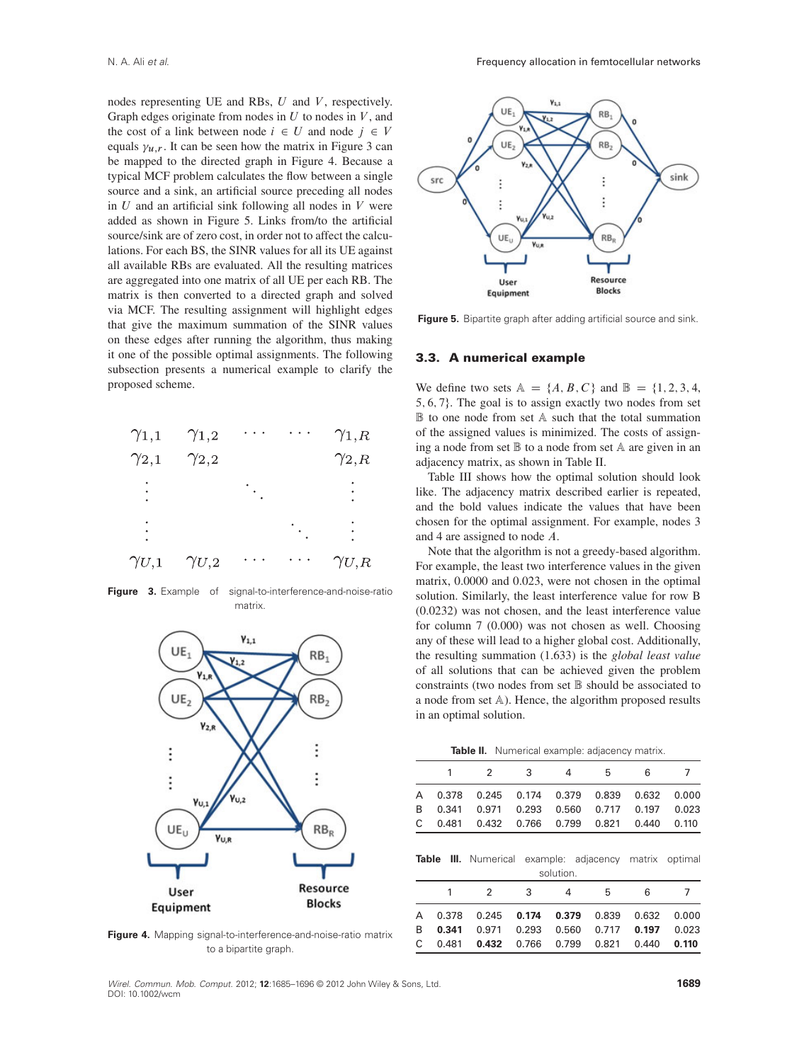nodes representing UE and RBs, $U$ and $V$, respectively. Graph edges originate from nodes in $U$ to nodes in $V$, and the cost of a link between node $i \in U$ and node $j \in V$ equals $\gamma_{u,r}$. It can be seen how the matrix in Figure 3 can be mapped to the directed graph in Figure 4. Because a typical MCF problem calculates the flow between a single source and a sink, an artificial source preceding all nodes in $U$ and an artificial sink following all nodes in $V$ were added as shown in Figure 5. Links from/to the artificial source/sink are of zero cost, in order not to affect the calculations. For each BS, the SINR values for all its UE against all available RBs are evaluated. All the resulting matrices are aggregated into one matrix of all UE per each RB. The matrix is then converted to a directed graph and solved via MCF. The resulting assignment will highlight edges that give the maximum summation of the SINR values on these edges after running the algorithm, thus making it one of the possible optimal assignments. The following subsection presents a numerical example to clarify the proposed scheme.

$$
\begin{matrix}
\gamma_{1,1} & \gamma_{1,2} & \cdots & \cdots & \gamma_{1,R} \\
\gamma_{2,1} & \gamma_{2,2} & & & \gamma_{2,R} \\
\vdots & & \ddots & & \vdots \\
\vdots & & & \ddots & \vdots \\
\gamma_{U,1} & \gamma_{U,2} & \cdots & \cdots & \gamma_{U,R}
\end{matrix}
$$

**Figure 3.** Example of signal-to-interference-and-noise-ratio matrix.

**Figure 4.** Mapping signal-to-interference-and-noise-ratio matrix to a bipartite graph.

**Figure 5.** Bipartite graph after adding artificial source and sink.

### 3.3. A numerical example

We define two sets $\mathbb{A} = \{A, B, C\}$ and $\mathbb{B} = \{1, 2, 3, 4, 5, 6, 7\}$. The goal is to assign exactly two nodes from set $\mathbb{B}$ to one node from set $\mathbb{A}$ such that the total summation of the assigned values is minimized. The costs of assigning a node from set $\mathbb{B}$ to a node from set $\mathbb{A}$ are given in an adjacency matrix, as shown in Table II.

Table III shows how the optimal solution should look like. The adjacency matrix described earlier is repeated, and the bold values indicate the values that have been chosen for the optimal assignment. For example, nodes 3 and 4 are assigned to node $A$.

Note that the algorithm is not a greedy-based algorithm. For example, the least two interference values in the given matrix, 0.0000 and 0.023, were not chosen in the optimal solution. Similarly, the least interference value for row B (0.0232) was not chosen, and the least interference value for column 7 (0.000) was not chosen as well. Choosing any of these will lead to a higher global cost. Additionally, the resulting summation (1.633) is the *global least value* of all solutions that can be achieved given the problem constraints (two nodes from set $\mathbb{B}$ should be associated to a node from set $\mathbb{A}$). Hence, the algorithm proposed results in an optimal solution.

**Table II.** Numerical example: adjacency matrix.

| | 1 | 2 | 3 | 4 | 5 | 6 | 7 |
|---|---|---|---|---|---|---|---|
| A | 0.378 | 0.245 | 0.174 | 0.379 | 0.839 | 0.632 | 0.000 |
| B | 0.341 | 0.971 | 0.293 | 0.560 | 0.717 | 0.197 | 0.023 |
| C | 0.481 | 0.432 | 0.766 | 0.799 | 0.821 | 0.440 | 0.110 |

**Table III.** Numerical example: adjacency matrix optimal solution.

| | 1 | 2 | 3 | 4 | 5 | 6 | 7 |
|---|---|---|---|---|---|---|---|
| A | 0.378 | 0.245 | **0.174** | **0.379** | 0.839 | 0.632 | 0.000 |
| B | **0.341** | 0.971 | 0.293 | 0.560 | 0.717 | **0.197** | 0.023 |
| C | 0.481 | **0.432** | 0.766 | 0.799 | 0.821 | 0.440 | **0.110** |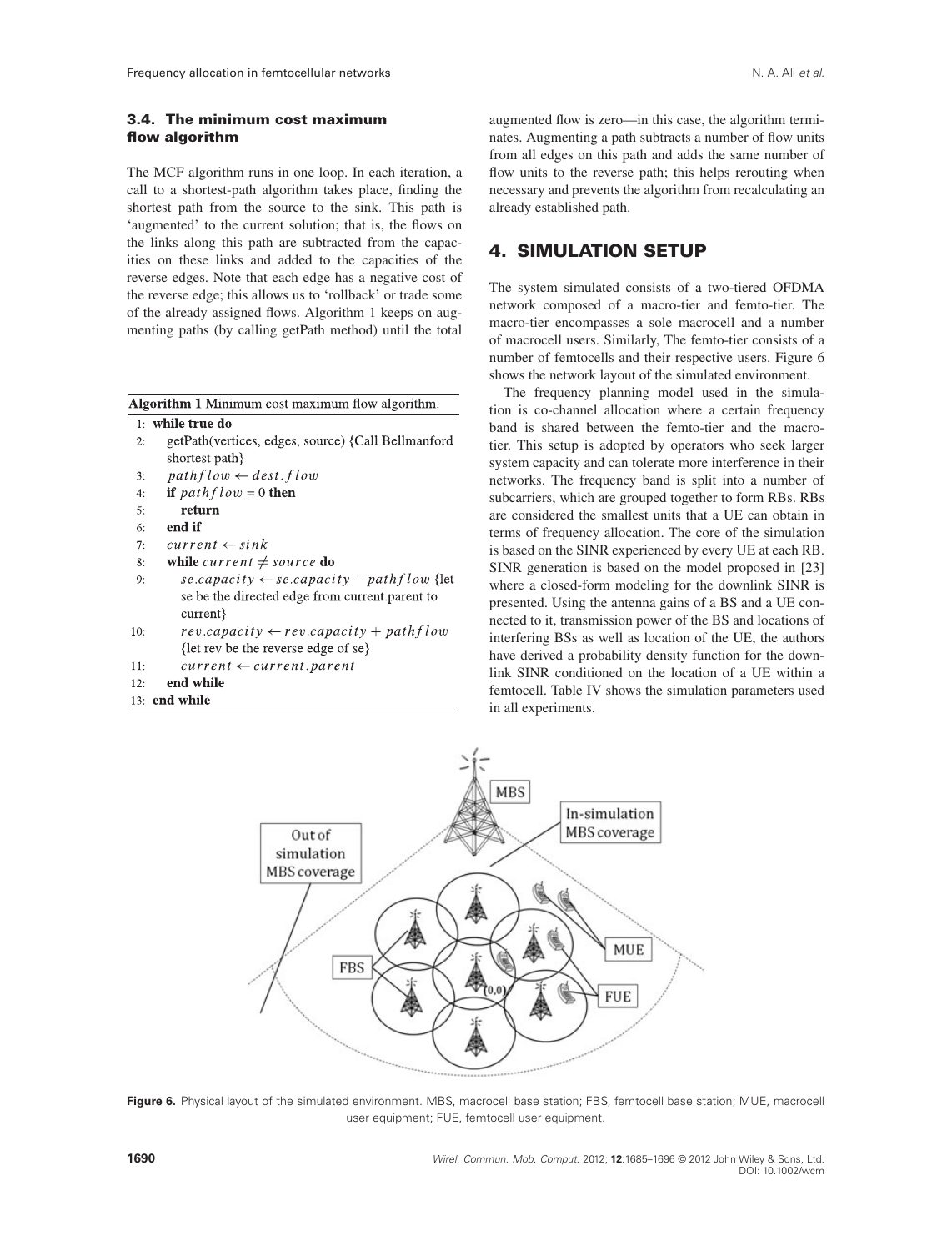### 3.4. The minimum cost maximum flow algorithm

The MCF algorithm runs in one loop. In each iteration, a call to a shortest-path algorithm takes place, finding the shortest path from the source to the sink. This path is 'augmented' to the current solution; that is, the flows on the links along this path are subtracted from the capacities on these links and added to the capacities of the reverse edges. Note that each edge has a negative cost of the reverse edge; this allows us to 'rollback' or trade some of the already assigned flows. Algorithm 1 keeps on augmenting paths (by calling getPath method) until the total augmented flow is zero—in this case, the algorithm terminates. Augmenting a path subtracts a number of flow units from all edges on this path and adds the same number of flow units to the reverse path; this helps rerouting when necessary and prevents the algorithm from recalculating an already established path.

**Algorithm 1** Minimum cost maximum flow algorithm.

```
1:  while true do
2:      getPath(vertices, edges, source) {Call Bellmanford shortest path}
3:      pathflow ← dest.flow
4:      if pathflow = 0 then
5:          return
6:      end if
7:      current ← sink
8:      while current ≠ source do
9:          se.capacity ← se.capacity − pathflow {let se be the directed edge from current.parent to current}
10:         rev.capacity ← rev.capacity + pathflow {let rev be the reverse edge of se}
11:         current ← current.parent
12:     end while
13: end while
```

## 4. SIMULATION SETUP

The system simulated consists of a two-tiered OFDMA network composed of a macro-tier and femto-tier. The macro-tier encompasses a sole macrocell and a number of macrocell users. Similarly, The femto-tier consists of a number of femtocells and their respective users. Figure 6 shows the network layout of the simulated environment.

The frequency planning model used in the simulation is co-channel allocation where a certain frequency band is shared between the femto-tier and the macro-tier. This setup is adopted by operators who seek larger system capacity and can tolerate more interference in their networks. The frequency band is split into a number of subcarriers, which are grouped together to form RBs. RBs are considered the smallest units that a UE can obtain in terms of frequency allocation. The core of the simulation is based on the SINR experienced by every UE at each RB. SINR generation is based on the model proposed in [23] where a closed-form modeling for the downlink SINR is presented. Using the antenna gains of a BS and a UE connected to it, transmission power of the BS and locations of interfering BSs as well as location of the UE, the authors have derived a probability density function for the downlink SINR conditioned on the location of a UE within a femtocell. Table IV shows the simulation parameters used in all experiments.

**Figure 6.** Physical layout of the simulated environment. MBS, macrocell base station; FBS, femtocell base station; MUE, macrocell user equipment; FUE, femtocell user equipment.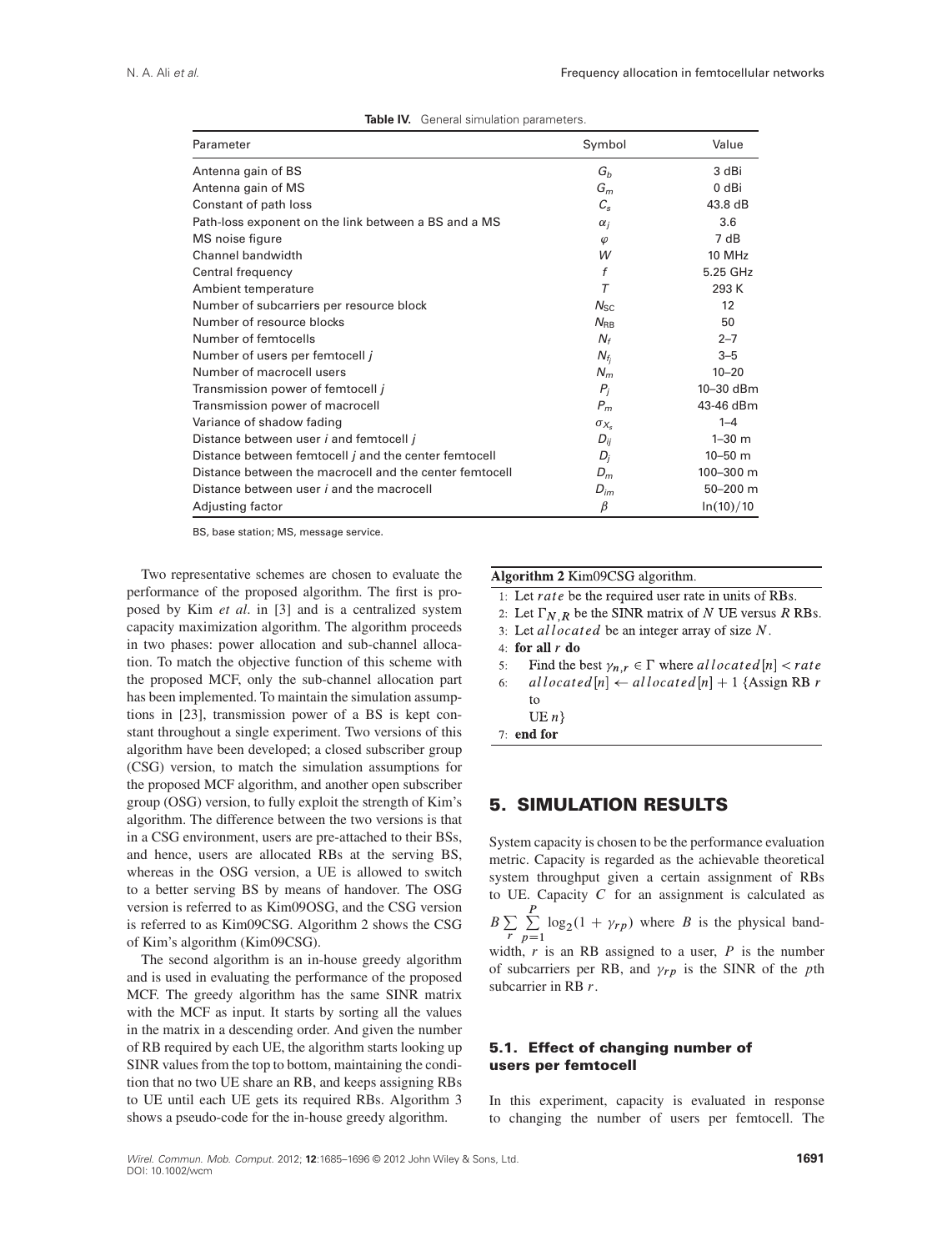**Table IV.** General simulation parameters.

| Parameter | Symbol | Value |
|---|---|---|
| Antenna gain of BS | $G_b$ | 3 dBi |
| Antenna gain of MS | $G_m$ | 0 dBi |
| Constant of path loss | $C_s$ | 43.8 dB |
| Path-loss exponent on the link between a BS and a MS | $\alpha_j$ | 3.6 |
| MS noise figure | $\varphi$ | 7 dB |
| Channel bandwidth | $W$ | 10 MHz |
| Central frequency | $f$ | 5.25 GHz |
| Ambient temperature | $T$ | 293 K |
| Number of subcarriers per resource block | $N_{SC}$ | 12 |
| Number of resource blocks | $N_{RB}$ | 50 |
| Number of femtocells | $N_f$ | 2–7 |
| Number of users per femtocell $j$ | $N_{f_j}$ | 3–5 |
| Number of macrocell users | $N_m$ | 10–20 |
| Transmission power of femtocell $j$ | $P_j$ | 10–30 dBm |
| Transmission power of macrocell | $P_m$ | 43-46 dBm |
| Variance of shadow fading | $\sigma_{X_s}$ | 1–4 |
| Distance between user $i$ and femtocell $j$ | $D_{ij}$ | 1–30 m |
| Distance between femtocell $j$ and the center femtocell | $D_j$ | 10–50 m |
| Distance between the macrocell and the center femtocell | $D_m$ | 100–300 m |
| Distance between user $i$ and the macrocell | $D_{im}$ | 50–200 m |
| Adjusting factor | $\beta$ | ln(10)/10 |

BS, base station; MS, message service.

Two representative schemes are chosen to evaluate the performance of the proposed algorithm. The first is proposed by Kim *et al*. in [3] and is a centralized system capacity maximization algorithm. The algorithm proceeds in two phases: power allocation and sub-channel allocation. To match the objective function of this scheme with the proposed MCF, only the sub-channel allocation part has been implemented. To maintain the simulation assumptions in [23], transmission power of a BS is kept constant throughout a single experiment. Two versions of this algorithm have been developed; a closed subscriber group (CSG) version, to match the simulation assumptions for the proposed MCF algorithm, and another open subscriber group (OSG) version, to fully exploit the strength of Kim's algorithm. The difference between the two versions is that in a CSG environment, users are pre-attached to their BSs, and hence, users are allocated RBs at the serving BS, whereas in the OSG version, a UE is allowed to switch to a better serving BS by means of handover. The OSG version is referred to as Kim09OSG, and the CSG version is referred to as Kim09CSG. Algorithm 2 shows the CSG of Kim's algorithm (Kim09CSG).

The second algorithm is an in-house greedy algorithm and is used in evaluating the performance of the proposed MCF. The greedy algorithm has the same SINR matrix with the MCF as input. It starts by sorting all the values in the matrix in a descending order. And given the number of RB required by each UE, the algorithm starts looking up SINR values from the top to bottom, maintaining the condition that no two UE share an RB, and keeps assigning RBs to UE until each UE gets its required RBs. Algorithm 3 shows a pseudo-code for the in-house greedy algorithm.

**Algorithm 2** Kim09CSG algorithm.

1: Let $rate$ be the required user rate in units of RBs.
2: Let $\Gamma_{N,R}$ be the SINR matrix of $N$ UE versus $R$ RBs.
3: Let $allocated$ be an integer array of size $N$.
4: **for all** $r$ **do**
5: Find the best $\gamma_{n,r} \in \Gamma$ where $allocated[n] < rate$
6: $allocated[n] \leftarrow allocated[n] + 1$ {Assign RB $r$ to UE $n$}
7: **end for**

## 5. SIMULATION RESULTS

System capacity is chosen to be the performance evaluation metric. Capacity is regarded as the achievable theoretical system throughput given a certain assignment of RBs to UE. Capacity $C$ for an assignment is calculated as $B \sum_{r} \sum_{p=1}^{P} \log_2(1 + \gamma_{rp})$ where $B$ is the physical bandwidth, $r$ is an RB assigned to a user, $P$ is the number of subcarriers per RB, and $\gamma_{rp}$ is the SINR of the $p$th subcarrier in RB $r$.

### 5.1. Effect of changing number of users per femtocell

In this experiment, capacity is evaluated in response to changing the number of users per femtocell. The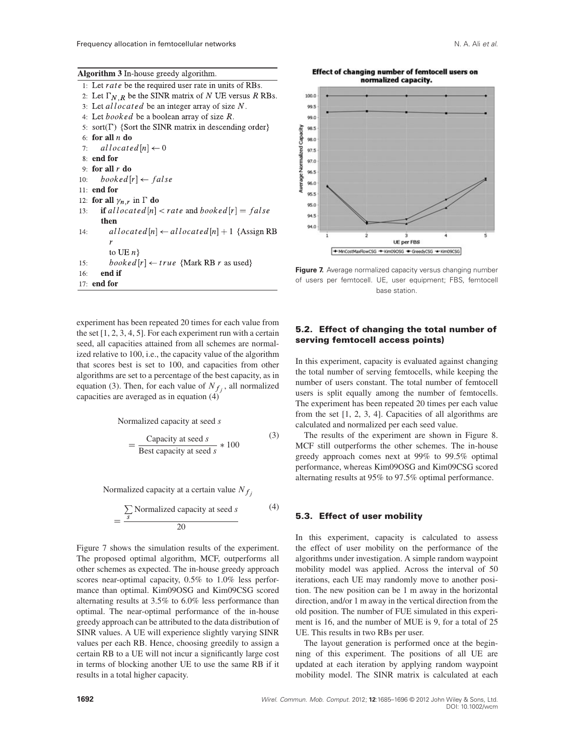**Algorithm 3** In-house greedy algorithm.

```
1:  Let rate be the required user rate in units of RBs.
2:  Let Γ_{N,R} be the SINR matrix of N UE versus R RBs.
3:  Let allocated be an integer array of size N.
4:  Let booked be a boolean array of size R.
5:  sort(Γ) {Sort the SINR matrix in descending order}
6:  for all n do
7:      allocated[n] ← 0
8:  end for
9:  for all r do
10:     booked[r] ← false
11: end for
12: for all γ_{n,r} in Γ do
13:     if allocated[n] < rate and booked[r] = false then
14:         allocated[n] ← allocated[n] + 1 {Assign RB r to UE n}
15:         booked[r] ← true {Mark RB r as used}
16:     end if
17: end for
```

experiment has been repeated 20 times for each value from the set [1, 2, 3, 4, 5]. For each experiment run with a certain seed, all capacities attained from all schemes are normalized relative to 100, i.e., the capacity value of the algorithm that scores best is set to 100, and capacities from other algorithms are set to a percentage of the best capacity, as in equation (3). Then, for each value of $N_{f_j}$, all normalized capacities are averaged as in equation (4)

$$\text{Normalized capacity at seed } s = \frac{\text{Capacity at seed } s}{\text{Best capacity at seed } s} * 100 \tag{3}$$

$$\text{Normalized capacity at a certain value } N_{f_j} = \frac{\sum_{s} \text{Normalized capacity at seed } s}{20} \tag{4}$$

Figure 7 shows the simulation results of the experiment. The proposed optimal algorithm, MCF, outperforms all other schemes as expected. The in-house greedy approach scores near-optimal capacity, 0.5% to 1.0% less performance than optimal. Kim09OSG and Kim09CSG scored alternating results at 3.5% to 6.0% less performance than optimal. The near-optimal performance of the in-house greedy approach can be attributed to the data distribution of SINR values. A UE will experience slightly varying SINR values per each RB. Hence, choosing greedily to assign a certain RB to a UE will not incur a significantly large cost in terms of blocking another UE to use the same RB if it results in a total higher capacity.

**Figure 7.** Average normalized capacity versus changing number of users per femtocell. UE, user equipment; FBS, femtocell base station.

### 5.2. Effect of changing the total number of serving femtocell access points)

In this experiment, capacity is evaluated against changing the total number of serving femtocells, while keeping the number of users constant. The total number of femtocell users is split equally among the number of femtocells. The experiment has been repeated 20 times per each value from the set [1, 2, 3, 4]. Capacities of all algorithms are calculated and normalized per each seed value.

The results of the experiment are shown in Figure 8. MCF still outperforms the other schemes. The in-house greedy approach comes next at 99% to 99.5% optimal performance, whereas Kim09OSG and Kim09CSG scored alternating results at 95% to 97.5% optimal performance.

### 5.3. Effect of user mobility

In this experiment, capacity is calculated to assess the effect of user mobility on the performance of the algorithms under investigation. A simple random waypoint mobility model was applied. Across the interval of 50 iterations, each UE may randomly move to another position. The new position can be 1 m away in the horizontal direction, and/or 1 m away in the vertical direction from the old position. The number of FUE simulated in this experiment is 16, and the number of MUE is 9, for a total of 25 UE. This results in two RBs per user.

The layout generation is performed once at the beginning of this experiment. The positions of all UE are updated at each iteration by applying random waypoint mobility model. The SINR matrix is calculated at each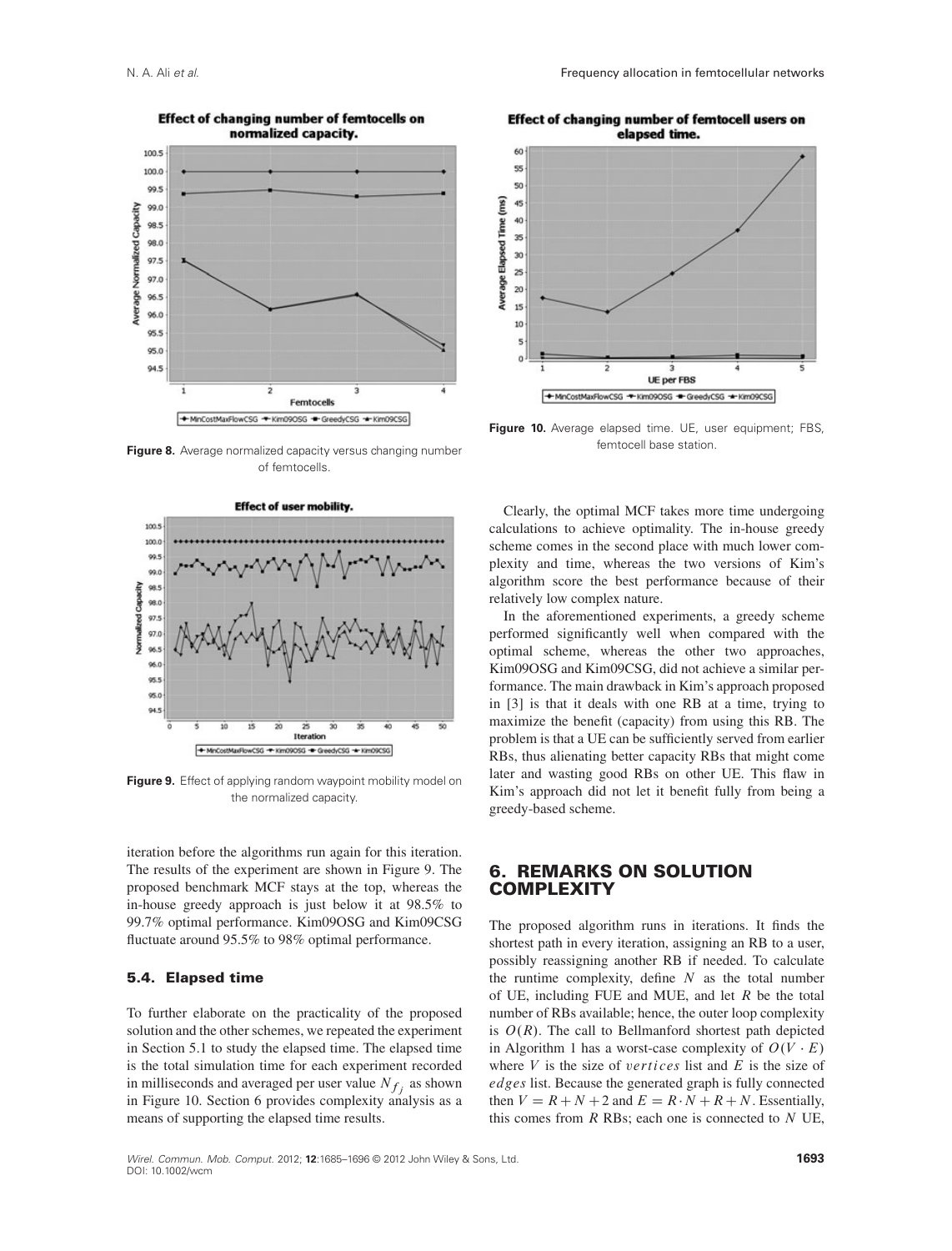Figure 8. Average normalized capacity versus changing number of femtocells.

Figure 9. Effect of applying random waypoint mobility model on the normalized capacity.

iteration before the algorithms run again for this iteration. The results of the experiment are shown in Figure 9. The proposed benchmark MCF stays at the top, whereas the in-house greedy approach is just below it at 98.5% to 99.7% optimal performance. Kim09OSG and Kim09CSG fluctuate around 95.5% to 98% optimal performance.

### 5.4. Elapsed time

To further elaborate on the practicality of the proposed solution and the other schemes, we repeated the experiment in Section 5.1 to study the elapsed time. The elapsed time is the total simulation time for each experiment recorded in milliseconds and averaged per user value $N_{f_j}$ as shown in Figure 10. Section 6 provides complexity analysis as a means of supporting the elapsed time results.

Figure 10. Average elapsed time. UE, user equipment; FBS, femtocell base station.

Clearly, the optimal MCF takes more time undergoing calculations to achieve optimality. The in-house greedy scheme comes in the second place with much lower complexity and time, whereas the two versions of Kim's algorithm score the best performance because of their relatively low complex nature.

In the aforementioned experiments, a greedy scheme performed significantly well when compared with the optimal scheme, whereas the other two approaches, Kim09OSG and Kim09CSG, did not achieve a similar performance. The main drawback in Kim's approach proposed in [3] is that it deals with one RB at a time, trying to maximize the benefit (capacity) from using this RB. The problem is that a UE can be sufficiently served from earlier RBs, thus alienating better capacity RBs that might come later and wasting good RBs on other UE. This flaw in Kim's approach did not let it benefit fully from being a greedy-based scheme.

## 6. REMARKS ON SOLUTION COMPLEXITY

The proposed algorithm runs in iterations. It finds the shortest path in every iteration, assigning an RB to a user, possibly reassigning another RB if needed. To calculate the runtime complexity, define $N$ as the total number of UE, including FUE and MUE, and let $R$ be the total number of RBs available; hence, the outer loop complexity is $O(R)$. The call to Bellmanford shortest path depicted in Algorithm 1 has a worst-case complexity of $O(V \cdot E)$ where $V$ is the size of $vertices$ list and $E$ is the size of $edges$ list. Because the generated graph is fully connected then $V = R + N + 2$ and $E = R \cdot N + R + N$. Essentially, this comes from $R$ RBs; each one is connected to $N$ UE,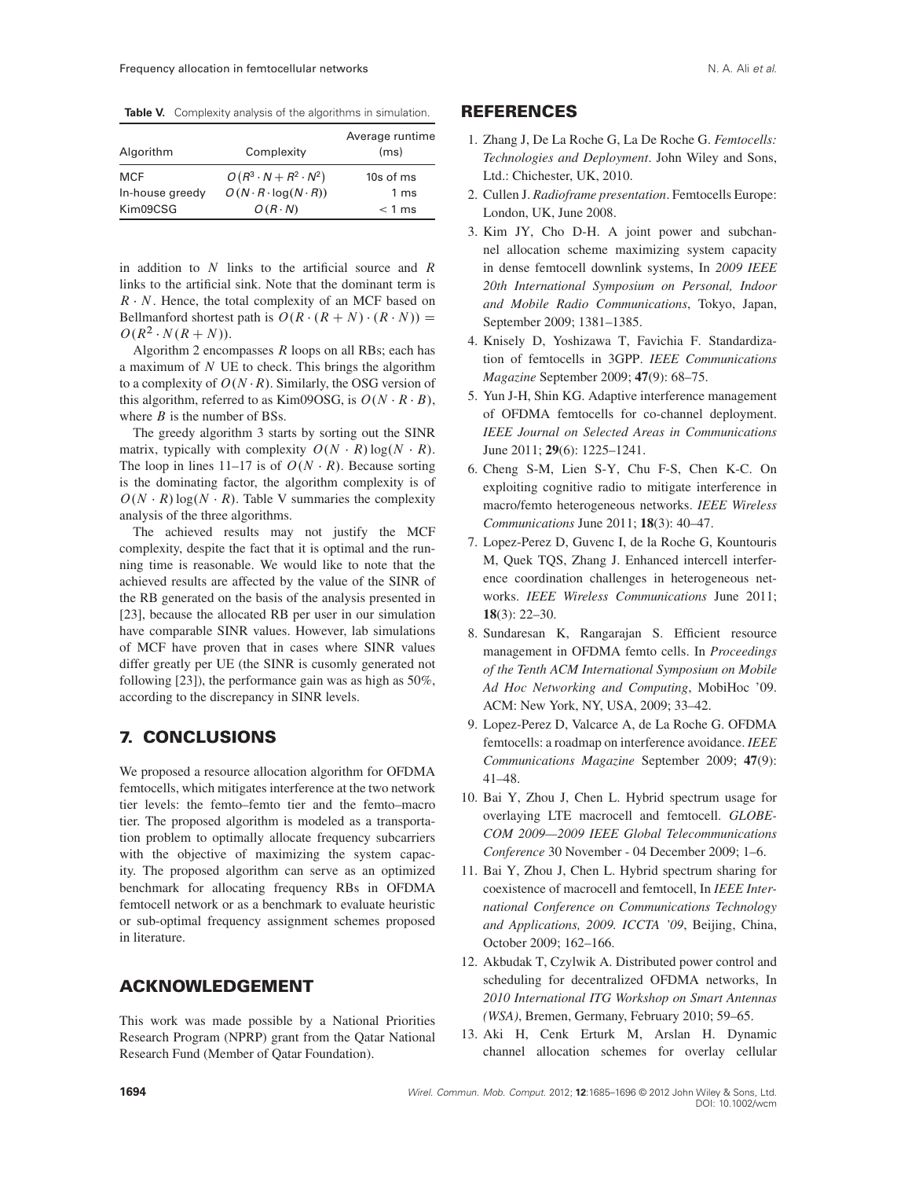**Table V.** Complexity analysis of the algorithms in simulation.

| Algorithm | Complexity | Average runtime (ms) |
|---|---|---|
| MCF | $O(R^3 \cdot N + R^2 \cdot N^2)$ | 10s of ms |
| In-house greedy | $O(N \cdot R \cdot \log(N \cdot R))$ | 1 ms |
| Kim09CSG | $O(R \cdot N)$ | $< 1$ ms |

in addition to $N$ links to the artificial source and $R$ links to the artificial sink. Note that the dominant term is $R \cdot N$. Hence, the total complexity of an MCF based on Bellmanford shortest path is $O(R \cdot (R + N) \cdot (R \cdot N)) = O(R^2 \cdot N(R + N))$.

Algorithm 2 encompasses $R$ loops on all RBs; each has a maximum of $N$ UE to check. This brings the algorithm to a complexity of $O(N \cdot R)$. Similarly, the OSG version of this algorithm, referred to as Kim09OSG, is $O(N \cdot R \cdot B)$, where $B$ is the number of BSs.

The greedy algorithm 3 starts by sorting out the SINR matrix, typically with complexity $O(N \cdot R)\log(N \cdot R)$. The loop in lines 11–17 is of $O(N \cdot R)$. Because sorting is the dominating factor, the algorithm complexity is of $O(N \cdot R)\log(N \cdot R)$. Table V summaries the complexity analysis of the three algorithms.

The achieved results may not justify the MCF complexity, despite the fact that it is optimal and the running time is reasonable. We would like to note that the achieved results are affected by the value of the SINR of the RB generated on the basis of the analysis presented in [23], because the allocated RB per user in our simulation have comparable SINR values. However, lab simulations of MCF have proven that in cases where SINR values differ greatly per UE (the SINR is cusomly generated not following [23]), the performance gain was as high as 50%, according to the discrepancy in SINR levels.

## 7. CONCLUSIONS

We proposed a resource allocation algorithm for OFDMA femtocells, which mitigates interference at the two network tier levels: the femto–femto tier and the femto–macro tier. The proposed algorithm is modeled as a transportation problem to optimally allocate frequency subcarriers with the objective of maximizing the system capacity. The proposed algorithm can serve as an optimized benchmark for allocating frequency RBs in OFDMA femtocell network or as a benchmark to evaluate heuristic or sub-optimal frequency assignment schemes proposed in literature.

## ACKNOWLEDGEMENT

This work was made possible by a National Priorities Research Program (NPRP) grant from the Qatar National Research Fund (Member of Qatar Foundation).

## REFERENCES

1. Zhang J, De La Roche G, La De Roche G. *Femtocells: Technologies and Deployment*. John Wiley and Sons, Ltd.: Chichester, UK, 2010.
2. Cullen J. *Radioframe presentation*. Femtocells Europe: London, UK, June 2008.
3. Kim JY, Cho D-H. A joint power and subchannel allocation scheme maximizing system capacity in dense femtocell downlink systems, In *2009 IEEE 20th International Symposium on Personal, Indoor and Mobile Radio Communications*, Tokyo, Japan, September 2009; 1381–1385.
4. Knisely D, Yoshizawa T, Favichia F. Standardization of femtocells in 3GPP. *IEEE Communications Magazine* September 2009; **47**(9): 68–75.
5. Yun J-H, Shin KG. Adaptive interference management of OFDMA femtocells for co-channel deployment. *IEEE Journal on Selected Areas in Communications* June 2011; **29**(6): 1225–1241.
6. Cheng S-M, Lien S-Y, Chu F-S, Chen K-C. On exploiting cognitive radio to mitigate interference in macro/femto heterogeneous networks. *IEEE Wireless Communications* June 2011; **18**(3): 40–47.
7. Lopez-Perez D, Guvenc I, de la Roche G, Kountouris M, Quek TQS, Zhang J. Enhanced intercell interference coordination challenges in heterogeneous networks. *IEEE Wireless Communications* June 2011; **18**(3): 22–30.
8. Sundaresan K, Rangarajan S. Efficient resource management in OFDMA femto cells. In *Proceedings of the Tenth ACM International Symposium on Mobile Ad Hoc Networking and Computing*, MobiHoc '09. ACM: New York, NY, USA, 2009; 33–42.
9. Lopez-Perez D, Valcarce A, de La Roche G. OFDMA femtocells: a roadmap on interference avoidance. *IEEE Communications Magazine* September 2009; **47**(9): 41–48.
10. Bai Y, Zhou J, Chen L. Hybrid spectrum usage for overlaying LTE macrocell and femtocell. *GLOBECOM 2009—2009 IEEE Global Telecommunications Conference* 30 November - 04 December 2009; 1–6.
11. Bai Y, Zhou J, Chen L. Hybrid spectrum sharing for coexistence of macrocell and femtocell, In *IEEE International Conference on Communications Technology and Applications, 2009. ICCTA '09*, Beijing, China, October 2009; 162–166.
12. Akbudak T, Czylwik A. Distributed power control and scheduling for decentralized OFDMA networks, In *2010 International ITG Workshop on Smart Antennas (WSA)*, Bremen, Germany, February 2010; 59–65.
13. Aki H, Cenk Erturk M, Arslan H. Dynamic channel allocation schemes for overlay cellular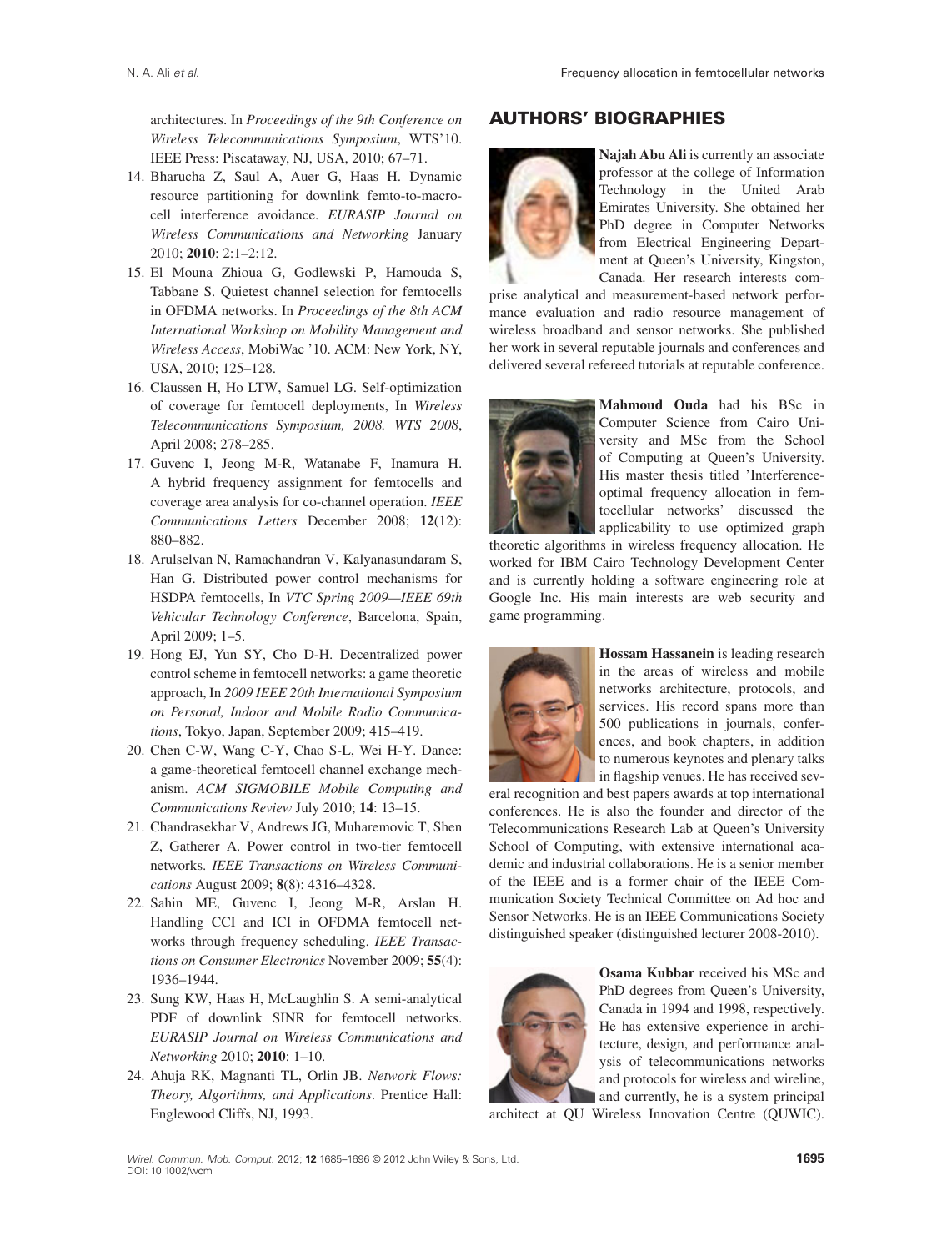architectures. In *Proceedings of the 9th Conference on Wireless Telecommunications Symposium*, WTS'10. IEEE Press: Piscataway, NJ, USA, 2010; 67–71.

14. Bharucha Z, Saul A, Auer G, Haas H. Dynamic resource partitioning for downlink femto-to-macro-cell interference avoidance. *EURASIP Journal on Wireless Communications and Networking* January 2010; **2010**: 2:1–2:12.
15. El Mouna Zhioua G, Godlewski P, Hamouda S, Tabbane S. Quietest channel selection for femtocells in OFDMA networks. In *Proceedings of the 8th ACM International Workshop on Mobility Management and Wireless Access*, MobiWac '10. ACM: New York, NY, USA, 2010; 125–128.
16. Claussen H, Ho LTW, Samuel LG. Self-optimization of coverage for femtocell deployments, In *Wireless Telecommunications Symposium, 2008. WTS 2008*, April 2008; 278–285.
17. Guvenc I, Jeong M-R, Watanabe F, Inamura H. A hybrid frequency assignment for femtocells and coverage area analysis for co-channel operation. *IEEE Communications Letters* December 2008; **12**(12): 880–882.
18. Arulselvan N, Ramachandran V, Kalyanasundaram S, Han G. Distributed power control mechanisms for HSDPA femtocells, In *VTC Spring 2009—IEEE 69th Vehicular Technology Conference*, Barcelona, Spain, April 2009; 1–5.
19. Hong EJ, Yun SY, Cho D-H. Decentralized power control scheme in femtocell networks: a game theoretic approach, In *2009 IEEE 20th International Symposium on Personal, Indoor and Mobile Radio Communications*, Tokyo, Japan, September 2009; 415–419.
20. Chen C-W, Wang C-Y, Chao S-L, Wei H-Y. Dance: a game-theoretical femtocell channel exchange mechanism. *ACM SIGMOBILE Mobile Computing and Communications Review* July 2010; **14**: 13–15.
21. Chandrasekhar V, Andrews JG, Muharemovic T, Shen Z, Gatherer A. Power control in two-tier femtocell networks. *IEEE Transactions on Wireless Communications* August 2009; **8**(8): 4316–4328.
22. Sahin ME, Guvenc I, Jeong M-R, Arslan H. Handling CCI and ICI in OFDMA femtocell networks through frequency scheduling. *IEEE Transactions on Consumer Electronics* November 2009; **55**(4): 1936–1944.
23. Sung KW, Haas H, McLaughlin S. A semi-analytical PDF of downlink SINR for femtocell networks. *EURASIP Journal on Wireless Communications and Networking* 2010; **2010**: 1–10.
24. Ahuja RK, Magnanti TL, Orlin JB. *Network Flows: Theory, Algorithms, and Applications*. Prentice Hall: Englewood Cliffs, NJ, 1993.

## AUTHORS' BIOGRAPHIES

**Najah Abu Ali** is currently an associate professor at the college of Information Technology in the United Arab Emirates University. She obtained her PhD degree in Computer Networks from Electrical Engineering Department at Queen's University, Kingston, Canada. Her research interests comprise analytical and measurement-based network performance evaluation and radio resource management of wireless broadband and sensor networks. She published her work in several reputable journals and conferences and delivered several refereed tutorials at reputable conference.

**Mahmoud Ouda** had his BSc in Computer Science from Cairo University and MSc from the School of Computing at Queen's University. His master thesis titled 'Interference-optimal frequency allocation in femtocellular networks' discussed the applicability to use optimized graph theoretic algorithms in wireless frequency allocation. He worked for IBM Cairo Technology Development Center and is currently holding a software engineering role at Google Inc. His main interests are web security and game programming.

**Hossam Hassanein** is leading research in the areas of wireless and mobile networks architecture, protocols, and services. His record spans more than 500 publications in journals, conferences, and book chapters, in addition to numerous keynotes and plenary talks in flagship venues. He has received several recognition and best papers awards at top international conferences. He is also the founder and director of the Telecommunications Research Lab at Queen's University School of Computing, with extensive international academic and industrial collaborations. He is a senior member of the IEEE and is a former chair of the IEEE Communication Society Technical Committee on Ad hoc and Sensor Networks. He is an IEEE Communications Society distinguished speaker (distinguished lecturer 2008-2010).

**Osama Kubbar** received his MSc and PhD degrees from Queen's University, Canada in 1994 and 1998, respectively. He has extensive experience in architecture, design, and performance analysis of telecommunications networks and protocols for wireless and wireline, and currently, he is a system principal architect at QU Wireless Innovation Centre (QUWIC).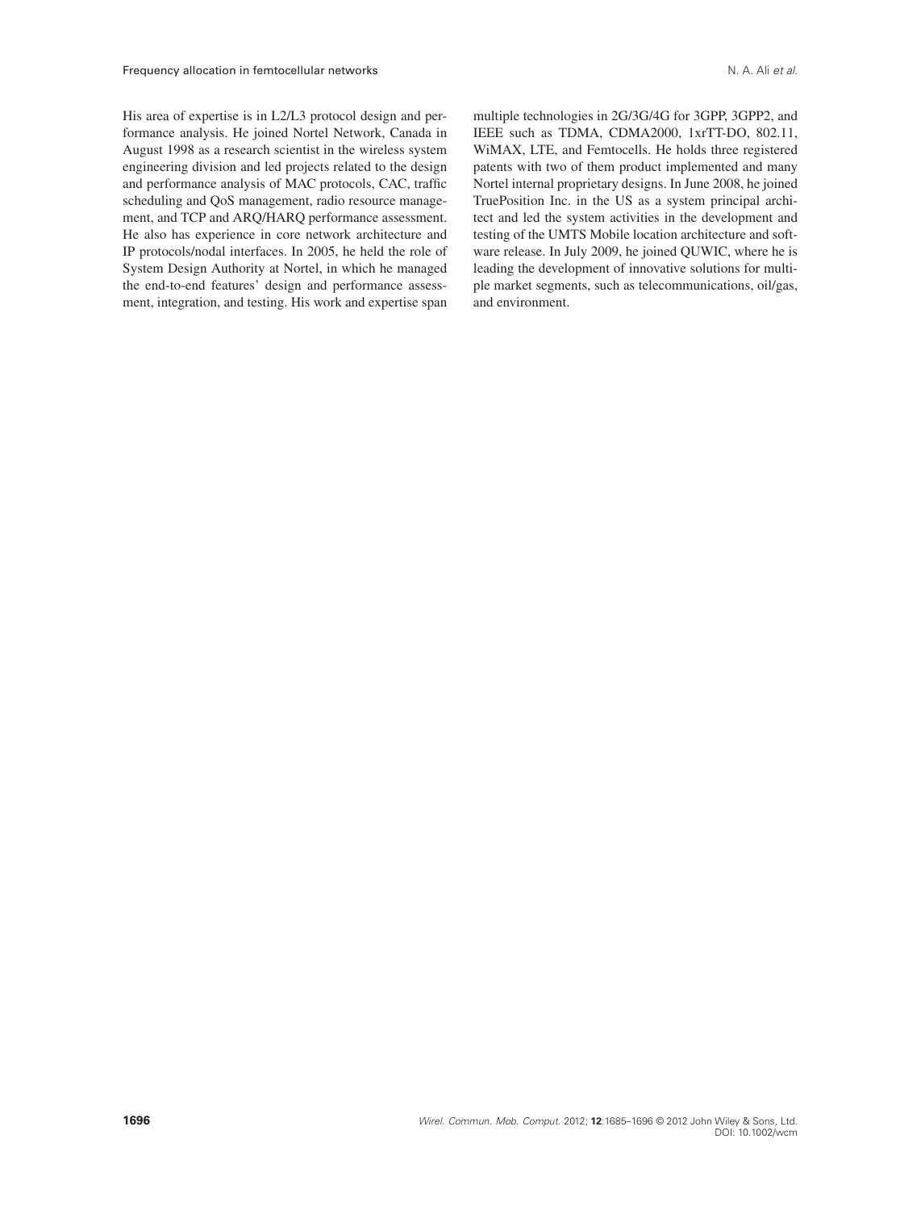His area of expertise is in L2/L3 protocol design and performance analysis. He joined Nortel Network, Canada in August 1998 as a research scientist in the wireless system engineering division and led projects related to the design and performance analysis of MAC protocols, CAC, traffic scheduling and QoS management, radio resource management, and TCP and ARQ/HARQ performance assessment. He also has experience in core network architecture and IP protocols/nodal interfaces. In 2005, he held the role of System Design Authority at Nortel, in which he managed the end-to-end features' design and performance assessment, integration, and testing. His work and expertise span multiple technologies in 2G/3G/4G for 3GPP, 3GPP2, and IEEE such as TDMA, CDMA2000, 1xrTT-DO, 802.11, WiMAX, LTE, and Femtocells. He holds three registered patents with two of them product implemented and many Nortel internal proprietary designs. In June 2008, he joined TruePosition Inc. in the US as a system principal architect and led the system activities in the development and testing of the UMTS Mobile location architecture and software release. In July 2009, he joined QUWIC, where he is leading the development of innovative solutions for multiple market segments, such as telecommunications, oil/gas, and environment.